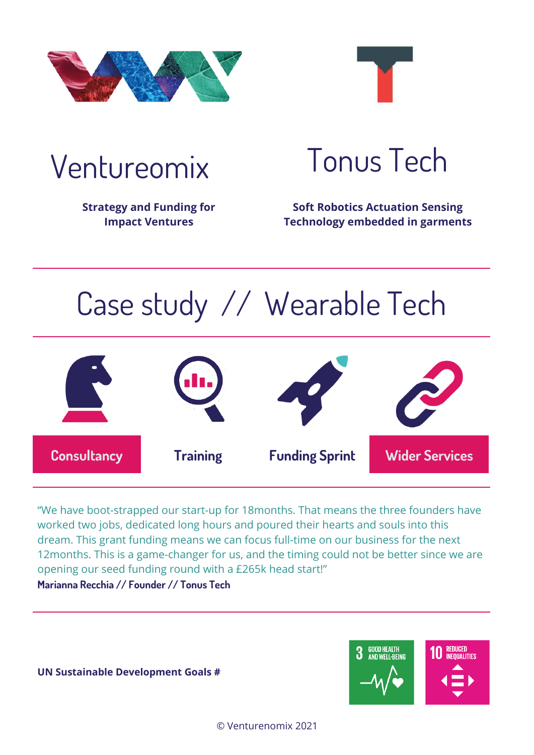Ventureomix

**Strategy and Funding for Impact Ventures**

Tonus Tech

**Soft Robotics Actuation Sensing Technology embedded in garments**

# Case study // Wearable Tech

Consultancy | Training | Funding Sprint | Wider Services

"We have boot-strapped our start-up for 18months. That means the three founders have worked two jobs, dedicated long hours and poured their hearts and souls into this dream. This grant funding means we can focus full-time on our business for the next 12months. This is a game-changer for us, and the timing could not be better since we are opening our seed funding round with a £265k head start!"

**Marianna Recchia // Founder // Tonus Tech**

**UN Sustainable Development Goals #**

3 GOOD HEALTH AND WELL-BEING

10 REDUCED INEQUALITIES

© Venturenomix 2021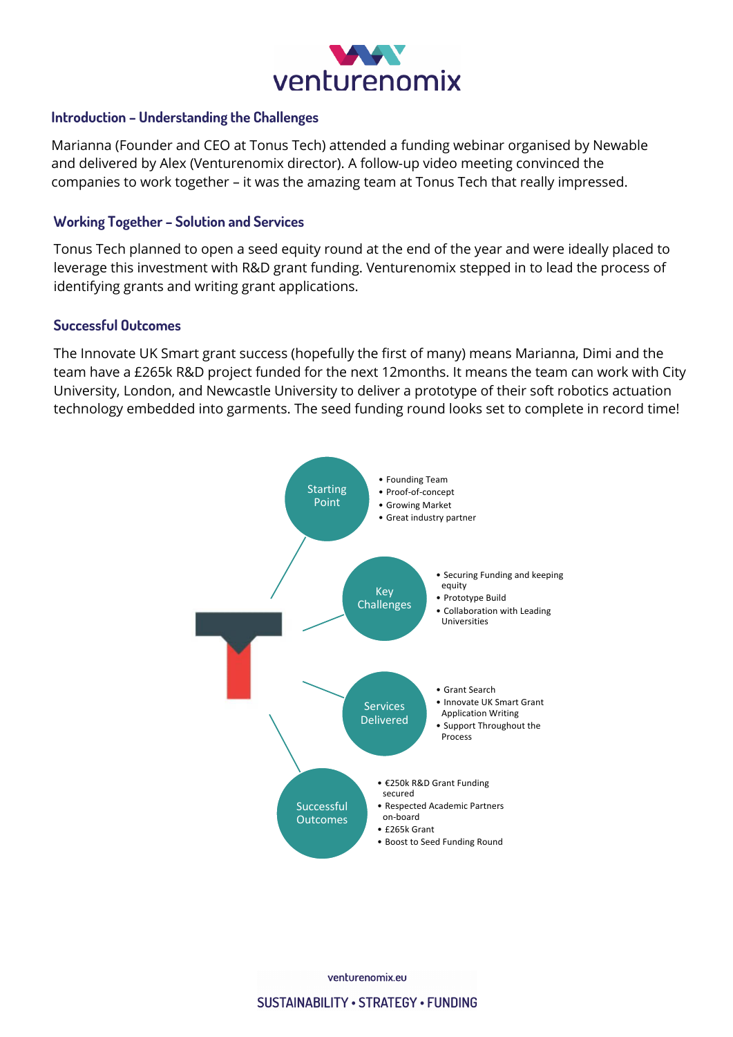venturenomix

## Introduction – Understanding the Challenges

Marianna (Founder and CEO at Tonus Tech) attended a funding webinar organised by Newable and delivered by Alex (Venturenomix director). A follow-up video meeting convinced the companies to work together – it was the amazing team at Tonus Tech that really impressed.

## Working Together – Solution and Services

Tonus Tech planned to open a seed equity round at the end of the year and were ideally placed to leverage this investment with R&D grant funding. Venturenomix stepped in to lead the process of identifying grants and writing grant applications.

## Successful Outcomes

The Innovate UK Smart grant success (hopefully the first of many) means Marianna, Dimi and the team have a £265k R&D project funded for the next 12months. It means the team can work with City University, London, and Newcastle University to deliver a prototype of their soft robotics actuation technology embedded into garments. The seed funding round looks set to complete in record time!

**Starting Point**

- Founding Team
- Proof-of-concept
- Growing Market
- Great industry partner

**Key Challenges**

- Securing Funding and keeping equity
- Prototype Build
- Collaboration with Leading Universities

**Services Delivered**

- Grant Search
- Innovate UK Smart Grant Application Writing
- Support Throughout the Process

**Successful Outcomes**

- €250k R&D Grant Funding secured
- Respected Academic Partners on-board
- £265k Grant
- Boost to Seed Funding Round

venturenomix.eu

SUSTAINABILITY • STRATEGY • FUNDING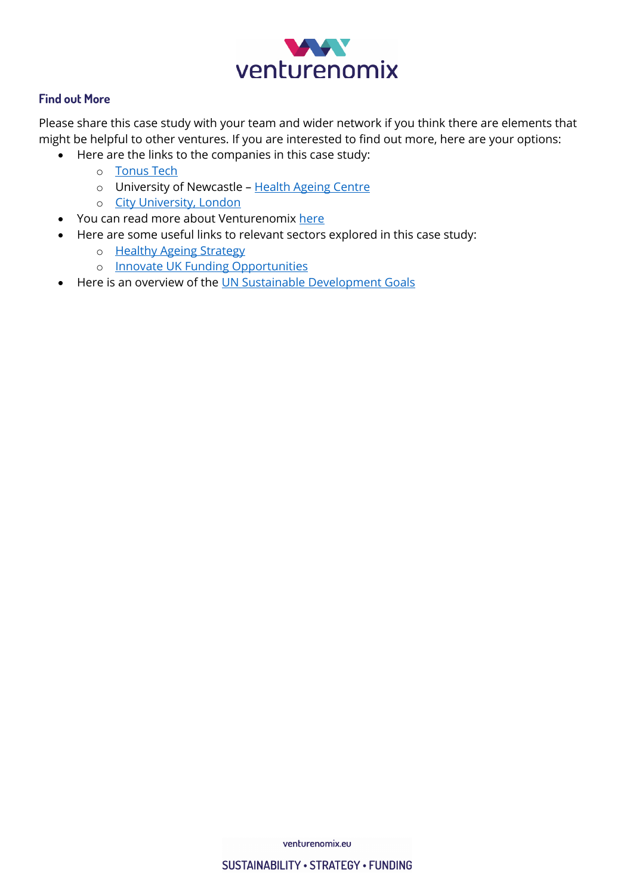## Find out More

Please share this case study with your team and wider network if you think there are elements that might be helpful to other ventures. If you are interested to find out more, here are your options:

- Here are the links to the companies in this case study:
  - Tonus Tech
  - University of Newcastle – Health Ageing Centre
  - City University, London
- You can read more about Venturenomix here
- Here are some useful links to relevant sectors explored in this case study:
  - Healthy Ageing Strategy
  - Innovate UK Funding Opportunities
- Here is an overview of the UN Sustainable Development Goals